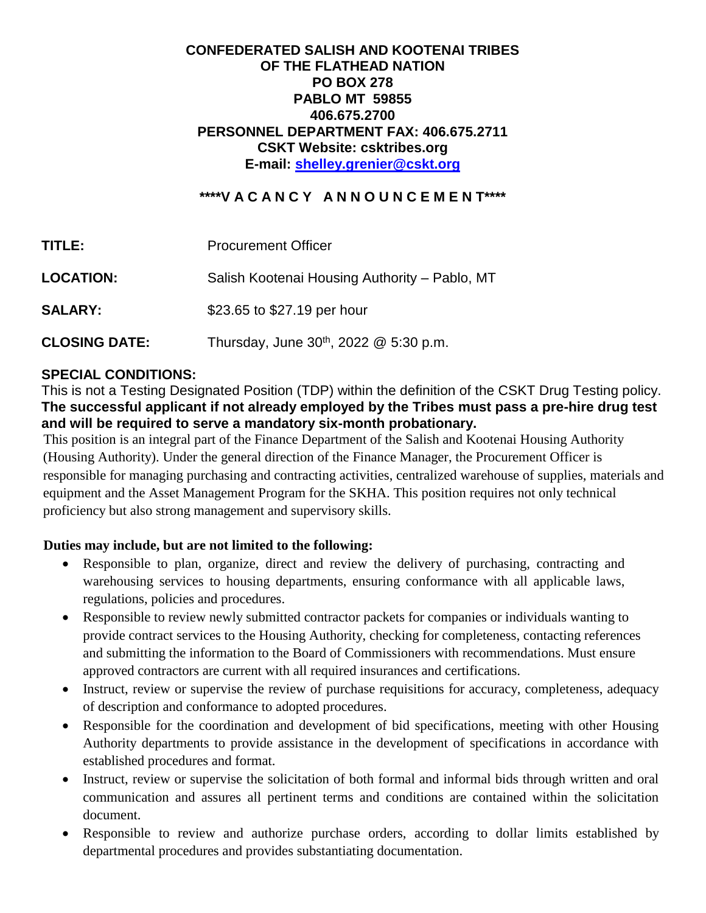**CONFEDERATED SALISH AND KOOTENAI TRIBES**
**OF THE FLATHEAD NATION**
**PO BOX 278**
**PABLO MT 59855**
**406.675.2700**
**PERSONNEL DEPARTMENT FAX: 406.675.2711**
**CSKT Website: csktribes.org**
**E-mail: shelley.grenier@cskt.org**

**\*\*\*\*V A C A N C Y A N N O U N C E M E N T\*\*\*\***

**TITLE:** Procurement Officer

**LOCATION:** Salish Kootenai Housing Authority – Pablo, MT

**SALARY:** $23.65 to $27.19 per hour

**CLOSING DATE:** Thursday, June 30th, 2022 @ 5:30 p.m.

## SPECIAL CONDITIONS:

This is not a Testing Designated Position (TDP) within the definition of the CSKT Drug Testing policy. **The successful applicant if not already employed by the Tribes must pass a pre-hire drug test and will be required to serve a mandatory six-month probationary.**

This position is an integral part of the Finance Department of the Salish and Kootenai Housing Authority (Housing Authority). Under the general direction of the Finance Manager, the Procurement Officer is responsible for managing purchasing and contracting activities, centralized warehouse of supplies, materials and equipment and the Asset Management Program for the SKHA. This position requires not only technical proficiency but also strong management and supervisory skills.

**Duties may include, but are not limited to the following:**

- Responsible to plan, organize, direct and review the delivery of purchasing, contracting and warehousing services to housing departments, ensuring conformance with all applicable laws, regulations, policies and procedures.
- Responsible to review newly submitted contractor packets for companies or individuals wanting to provide contract services to the Housing Authority, checking for completeness, contacting references and submitting the information to the Board of Commissioners with recommendations. Must ensure approved contractors are current with all required insurances and certifications.
- Instruct, review or supervise the review of purchase requisitions for accuracy, completeness, adequacy of description and conformance to adopted procedures.
- Responsible for the coordination and development of bid specifications, meeting with other Housing Authority departments to provide assistance in the development of specifications in accordance with established procedures and format.
- Instruct, review or supervise the solicitation of both formal and informal bids through written and oral communication and assures all pertinent terms and conditions are contained within the solicitation document.
- Responsible to review and authorize purchase orders, according to dollar limits established by departmental procedures and provides substantiating documentation.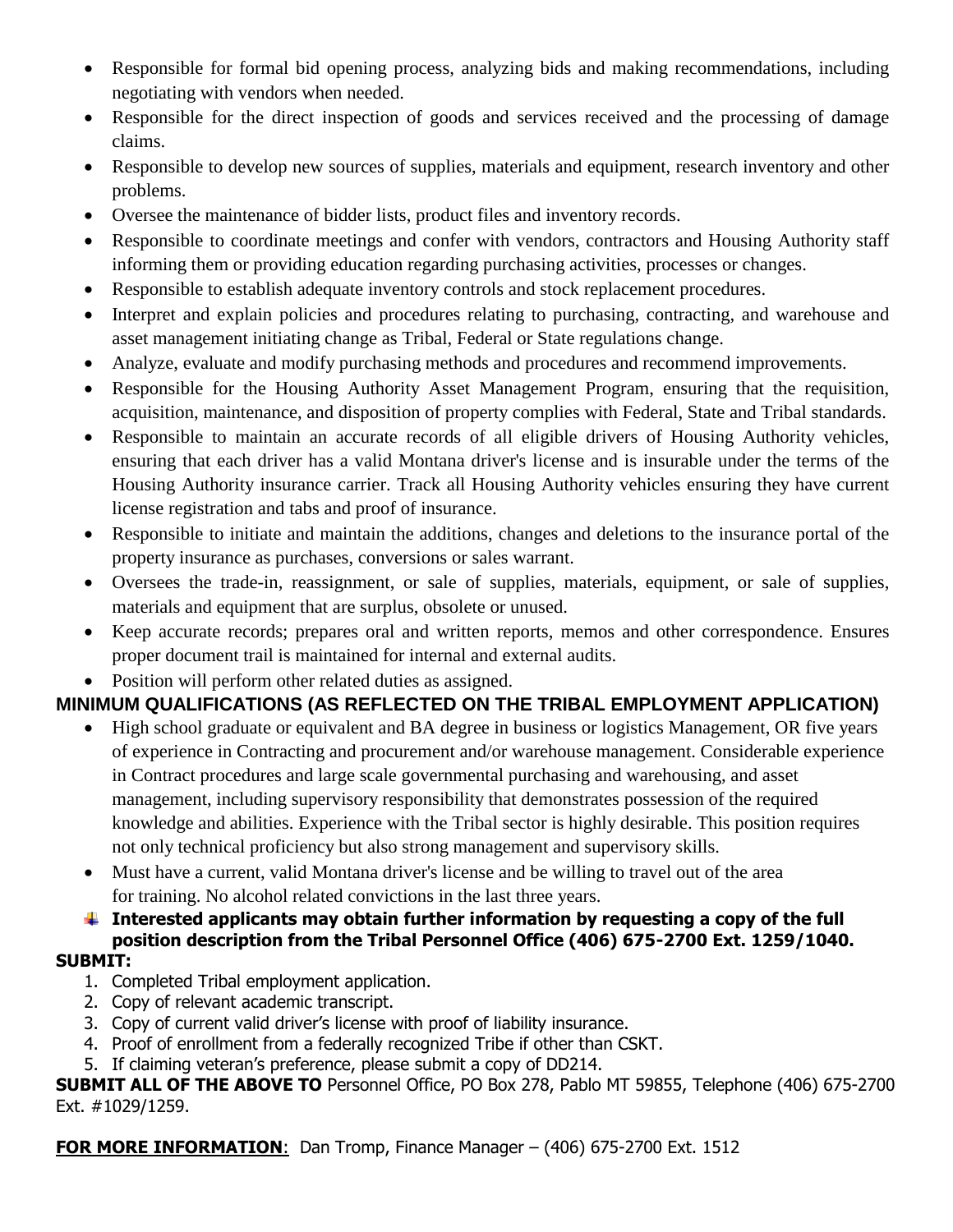- Responsible for formal bid opening process, analyzing bids and making recommendations, including negotiating with vendors when needed.
- Responsible for the direct inspection of goods and services received and the processing of damage claims.
- Responsible to develop new sources of supplies, materials and equipment, research inventory and other problems.
- Oversee the maintenance of bidder lists, product files and inventory records.
- Responsible to coordinate meetings and confer with vendors, contractors and Housing Authority staff informing them or providing education regarding purchasing activities, processes or changes.
- Responsible to establish adequate inventory controls and stock replacement procedures.
- Interpret and explain policies and procedures relating to purchasing, contracting, and warehouse and asset management initiating change as Tribal, Federal or State regulations change.
- Analyze, evaluate and modify purchasing methods and procedures and recommend improvements.
- Responsible for the Housing Authority Asset Management Program, ensuring that the requisition, acquisition, maintenance, and disposition of property complies with Federal, State and Tribal standards.
- Responsible to maintain an accurate records of all eligible drivers of Housing Authority vehicles, ensuring that each driver has a valid Montana driver's license and is insurable under the terms of the Housing Authority insurance carrier. Track all Housing Authority vehicles ensuring they have current license registration and tabs and proof of insurance.
- Responsible to initiate and maintain the additions, changes and deletions to the insurance portal of the property insurance as purchases, conversions or sales warrant.
- Oversees the trade-in, reassignment, or sale of supplies, materials, equipment, or sale of supplies, materials and equipment that are surplus, obsolete or unused.
- Keep accurate records; prepares oral and written reports, memos and other correspondence. Ensures proper document trail is maintained for internal and external audits.
- Position will perform other related duties as assigned.

**MINIMUM QUALIFICATIONS (AS REFLECTED ON THE TRIBAL EMPLOYMENT APPLICATION)**

- High school graduate or equivalent and BA degree in business or logistics Management, OR five years of experience in Contracting and procurement and/or warehouse management. Considerable experience in Contract procedures and large scale governmental purchasing and warehousing, and asset management, including supervisory responsibility that demonstrates possession of the required knowledge and abilities. Experience with the Tribal sector is highly desirable. This position requires not only technical proficiency but also strong management and supervisory skills.
- Must have a current, valid Montana driver's license and be willing to travel out of the area for training. No alcohol related convictions in the last three years.
- **Interested applicants may obtain further information by requesting a copy of the full position description from the Tribal Personnel Office (406) 675-2700 Ext. 1259/1040.**

**SUBMIT:**

1. Completed Tribal employment application.
2. Copy of relevant academic transcript.
3. Copy of current valid driver's license with proof of liability insurance.
4. Proof of enrollment from a federally recognized Tribe if other than CSKT.
5. If claiming veteran's preference, please submit a copy of DD214.

**SUBMIT ALL OF THE ABOVE TO** Personnel Office, PO Box 278, Pablo MT 59855, Telephone (406) 675-2700 Ext. #1029/1259.

**FOR MORE INFORMATION**: Dan Tromp, Finance Manager – (406) 675-2700 Ext. 1512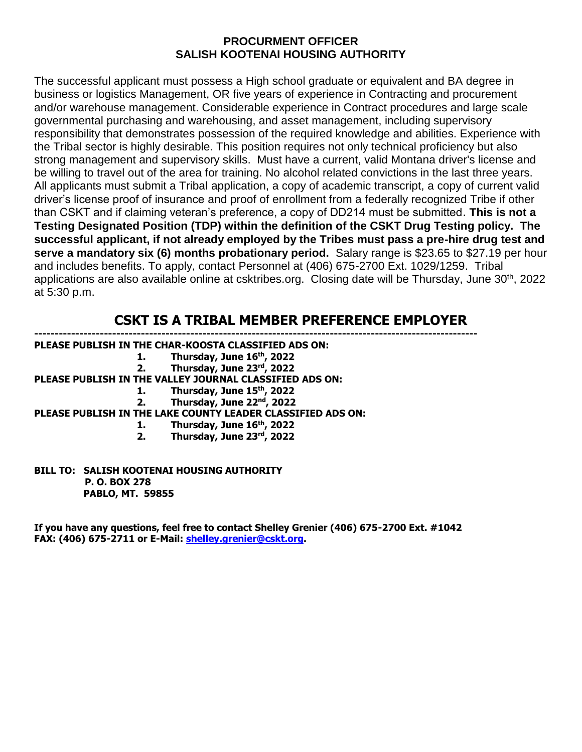**PROCUREMENT OFFICER**
**SALISH KOOTENAI HOUSING AUTHORITY**

The successful applicant must possess a High school graduate or equivalent and BA degree in business or logistics Management, OR five years of experience in Contracting and procurement and/or warehouse management. Considerable experience in Contract procedures and large scale governmental purchasing and warehousing, and asset management, including supervisory responsibility that demonstrates possession of the required knowledge and abilities. Experience with the Tribal sector is highly desirable. This position requires not only technical proficiency but also strong management and supervisory skills. Must have a current, valid Montana driver's license and be willing to travel out of the area for training. No alcohol related convictions in the last three years. All applicants must submit a Tribal application, a copy of academic transcript, a copy of current valid driver's license proof of insurance and proof of enrollment from a federally recognized Tribe if other than CSKT and if claiming veteran's preference, a copy of DD214 must be submitted. **This is not a Testing Designated Position (TDP) within the definition of the CSKT Drug Testing policy. The successful applicant, if not already employed by the Tribes must pass a pre-hire drug test and serve a mandatory six (6) months probationary period.** Salary range is $23.65 to $27.19 per hour and includes benefits. To apply, contact Personnel at (406) 675-2700 Ext. 1029/1259. Tribal applications are also available online at csktribes.org. Closing date will be Thursday, June 30th, 2022 at 5:30 p.m.

## CSKT IS A TRIBAL MEMBER PREFERENCE EMPLOYER

---

**PLEASE PUBLISH IN THE CHAR-KOOSTA CLASSIFIED ADS ON:**

1. **Thursday, June 16th, 2022**
2. **Thursday, June 23rd, 2022**

**PLEASE PUBLISH IN THE VALLEY JOURNAL CLASSIFIED ADS ON:**

1. **Thursday, June 15th, 2022**
2. **Thursday, June 22nd, 2022**

**PLEASE PUBLISH IN THE LAKE COUNTY LEADER CLASSIFIED ADS ON:**

1. **Thursday, June 16th, 2022**
2. **Thursday, June 23rd, 2022**

**BILL TO: SALISH KOOTENAI HOUSING AUTHORITY**
**P. O. BOX 278**
**PABLO, MT. 59855**

**If you have any questions, feel free to contact Shelley Grenier (406) 675-2700 Ext. #1042**
**FAX: (406) 675-2711 or E-Mail: shelley.grenier@cskt.org.**